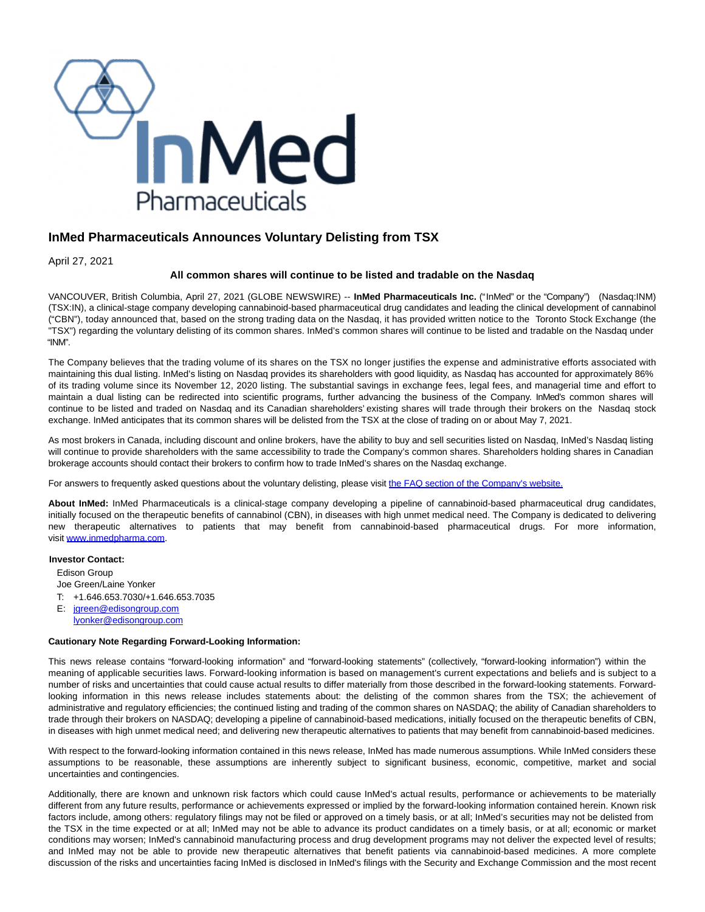# InMed Pharmaceuticals Announces Voluntary Delisting from TSX

April 27, 2021

**All common shares will continue to be listed and tradable on the Nasdaq**

VANCOUVER, British Columbia, April 27, 2021 (GLOBE NEWSWIRE) -- **InMed Pharmaceuticals Inc.** ("InMed" or the "Company") (Nasdaq:INM) (TSX:IN), a clinical-stage company developing cannabinoid-based pharmaceutical drug candidates and leading the clinical development of cannabinol ("CBN"), today announced that, based on the strong trading data on the Nasdaq, it has provided written notice to the Toronto Stock Exchange (the "TSX") regarding the voluntary delisting of its common shares. InMed's common shares will continue to be listed and tradable on the Nasdaq under "INM".

The Company believes that the trading volume of its shares on the TSX no longer justifies the expense and administrative efforts associated with maintaining this dual listing. InMed's listing on Nasdaq provides its shareholders with good liquidity, as Nasdaq has accounted for approximately 86% of its trading volume since its November 12, 2020 listing. The substantial savings in exchange fees, legal fees, and managerial time and effort to maintain a dual listing can be redirected into scientific programs, further advancing the business of the Company. InMed's common shares will continue to be listed and traded on Nasdaq and its Canadian shareholders' existing shares will trade through their brokers on the Nasdaq stock exchange. InMed anticipates that its common shares will be delisted from the TSX at the close of trading on or about May 7, 2021.

As most brokers in Canada, including discount and online brokers, have the ability to buy and sell securities listed on Nasdaq, InMed's Nasdaq listing will continue to provide shareholders with the same accessibility to trade the Company's common shares. Shareholders holding shares in Canadian brokerage accounts should contact their brokers to confirm how to trade InMed's shares on the Nasdaq exchange.

For answers to frequently asked questions about the voluntary delisting, please visit [the FAQ section of the Company's website.]()

**About InMed:** InMed Pharmaceuticals is a clinical-stage company developing a pipeline of cannabinoid-based pharmaceutical drug candidates, initially focused on the therapeutic benefits of cannabinol (CBN), in diseases with high unmet medical need. The Company is dedicated to delivering new therapeutic alternatives to patients that may benefit from cannabinoid-based pharmaceutical drugs. For more information, visit www.inmedpharma.com.

**Investor Contact:**

Edison Group
Joe Green/Laine Yonker
T: +1.646.653.7030/+1.646.653.7035
E: jgreen@edisongroup.com
lyonker@edisongroup.com

**Cautionary Note Regarding Forward-Looking Information:**

This news release contains "forward-looking information" and "forward-looking statements" (collectively, "forward-looking information") within the meaning of applicable securities laws. Forward-looking information is based on management's current expectations and beliefs and is subject to a number of risks and uncertainties that could cause actual results to differ materially from those described in the forward-looking statements. Forward-looking information in this news release includes statements about: the delisting of the common shares from the TSX; the achievement of administrative and regulatory efficiencies; the continued listing and trading of the common shares on NASDAQ; the ability of Canadian shareholders to trade through their brokers on NASDAQ; developing a pipeline of cannabinoid-based medications, initially focused on the therapeutic benefits of CBN, in diseases with high unmet medical need; and delivering new therapeutic alternatives to patients that may benefit from cannabinoid-based medicines.

With respect to the forward-looking information contained in this news release, InMed has made numerous assumptions. While InMed considers these assumptions to be reasonable, these assumptions are inherently subject to significant business, economic, competitive, market and social uncertainties and contingencies.

Additionally, there are known and unknown risk factors which could cause InMed's actual results, performance or achievements to be materially different from any future results, performance or achievements expressed or implied by the forward-looking information contained herein. Known risk factors include, among others: regulatory filings may not be filed or approved on a timely basis, or at all; InMed's securities may not be delisted from the TSX in the time expected or at all; InMed may not be able to advance its product candidates on a timely basis, or at all; economic or market conditions may worsen; InMed's cannabinoid manufacturing process and drug development programs may not deliver the expected level of results; and InMed may not be able to provide new therapeutic alternatives that benefit patients via cannabinoid-based medicines. A more complete discussion of the risks and uncertainties facing InMed is disclosed in InMed's filings with the Security and Exchange Commission and the most recent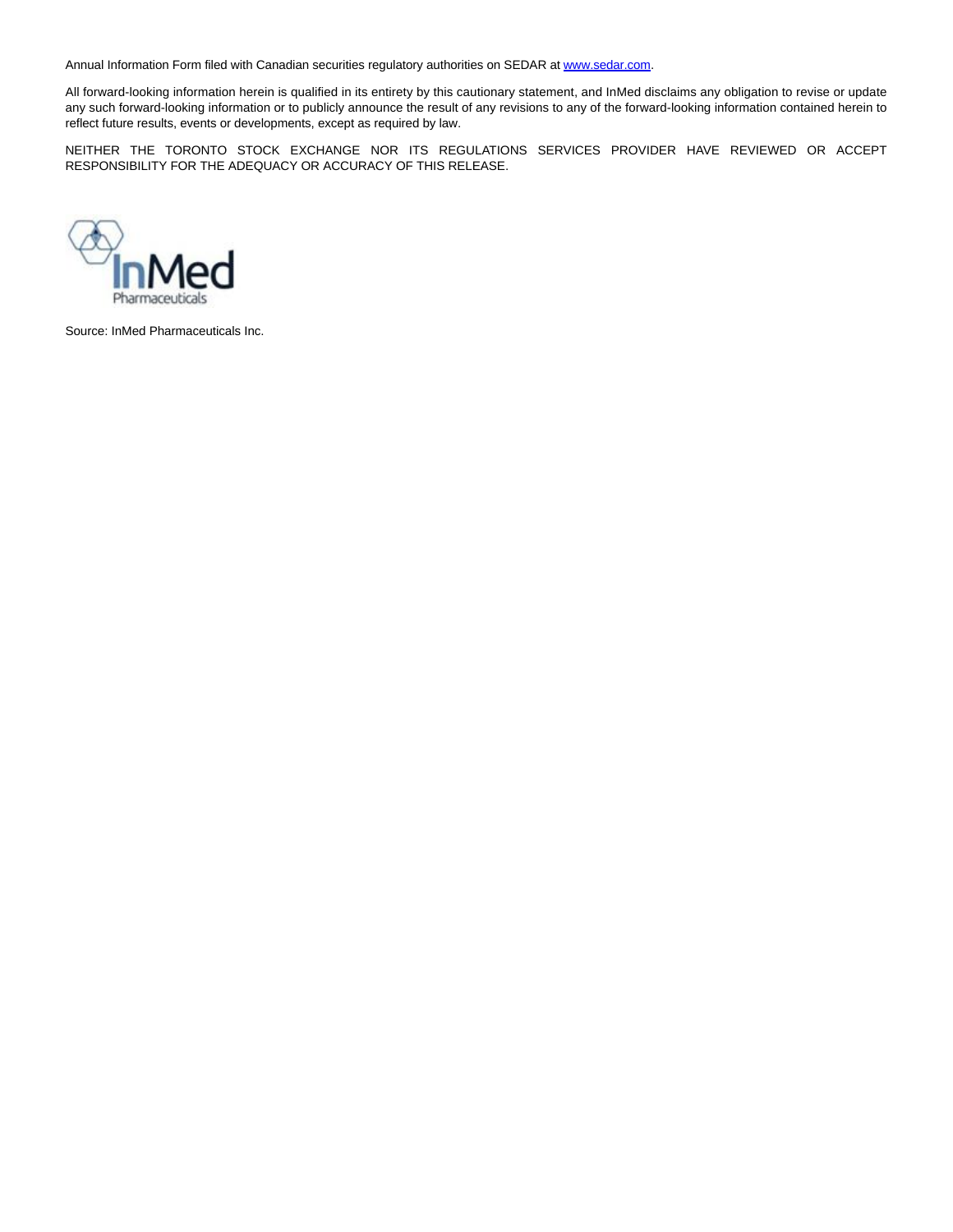Annual Information Form filed with Canadian securities regulatory authorities on SEDAR at [www.sedar.com](http://www.sedar.com).

All forward-looking information herein is qualified in its entirety by this cautionary statement, and InMed disclaims any obligation to revise or update any such forward-looking information or to publicly announce the result of any revisions to any of the forward-looking information contained herein to reflect future results, events or developments, except as required by law.

NEITHER THE TORONTO STOCK EXCHANGE NOR ITS REGULATIONS SERVICES PROVIDER HAVE REVIEWED OR ACCEPT RESPONSIBILITY FOR THE ADEQUACY OR ACCURACY OF THIS RELEASE.

InMed Pharmaceuticals

Source: InMed Pharmaceuticals Inc.